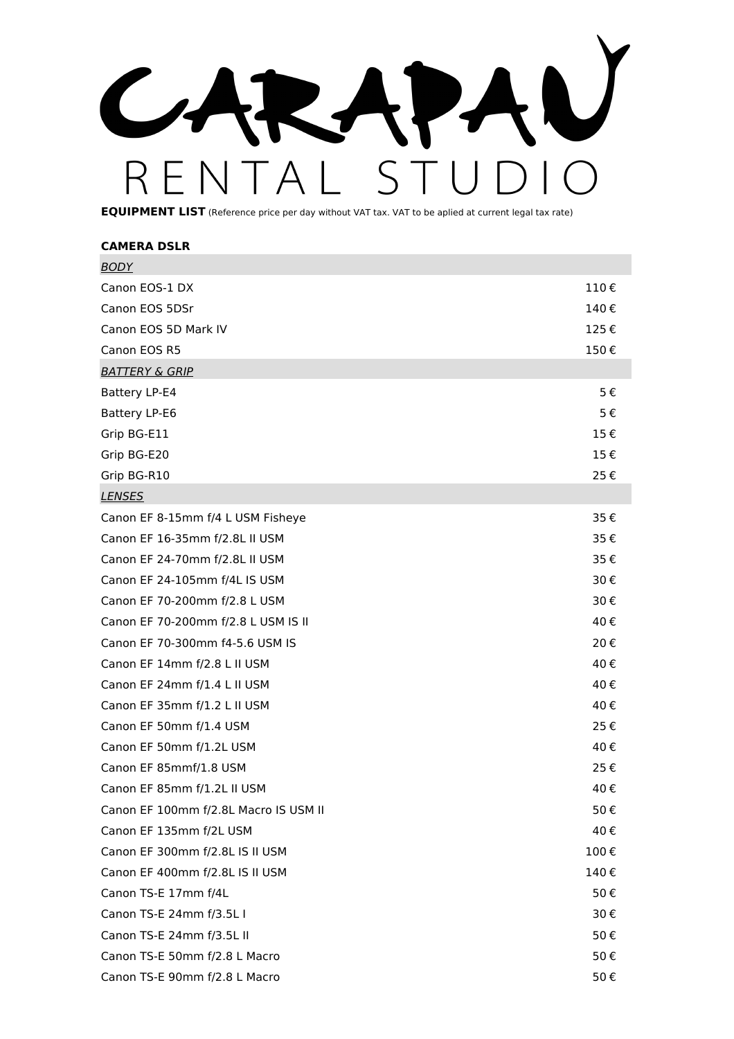# CARAPAU RENTAL STUDIO

**EQUIPMENT LIST** (Reference price per day without VAT tax. VAT to be aplied at current legal tax rate)

**CAMERA DSLR**

| *BODY* | |
|---|---|
| Canon EOS-1 DX | 110 € |
| Canon EOS 5DSr | 140 € |
| Canon EOS 5D Mark IV | 125 € |
| Canon EOS R5 | 150 € |
| *BATTERY & GRIP* | |
| Battery LP-E4 | 5 € |
| Battery LP-E6 | 5 € |
| Grip BG-E11 | 15 € |
| Grip BG-E20 | 15 € |
| Grip BG-R10 | 25 € |
| *LENSES* | |
| Canon EF 8-15mm f/4 L USM Fisheye | 35 € |
| Canon EF 16-35mm f/2.8L II USM | 35 € |
| Canon EF 24-70mm f/2.8L II USM | 35 € |
| Canon EF 24-105mm f/4L IS USM | 30 € |
| Canon EF 70-200mm f/2.8 L USM | 30 € |
| Canon EF 70-200mm f/2.8 L USM IS II | 40 € |
| Canon EF 70-300mm f4-5.6 USM IS | 20 € |
| Canon EF 14mm f/2.8 L II USM | 40 € |
| Canon EF 24mm f/1.4 L II USM | 40 € |
| Canon EF 35mm f/1.2 L II USM | 40 € |
| Canon EF 50mm f/1.4 USM | 25 € |
| Canon EF 50mm f/1.2L USM | 40 € |
| Canon EF 85mmf/1.8 USM | 25 € |
| Canon EF 85mm f/1.2L II USM | 40 € |
| Canon EF 100mm f/2.8L Macro IS USM II | 50 € |
| Canon EF 135mm f/2L USM | 40 € |
| Canon EF 300mm f/2.8L IS II USM | 100 € |
| Canon EF 400mm f/2.8L IS II USM | 140 € |
| Canon TS-E 17mm f/4L | 50 € |
| Canon TS-E 24mm f/3.5L I | 30 € |
| Canon TS-E 24mm f/3.5L II | 50 € |
| Canon TS-E 50mm f/2.8 L Macro | 50 € |
| Canon TS-E 90mm f/2.8 L Macro | 50 € |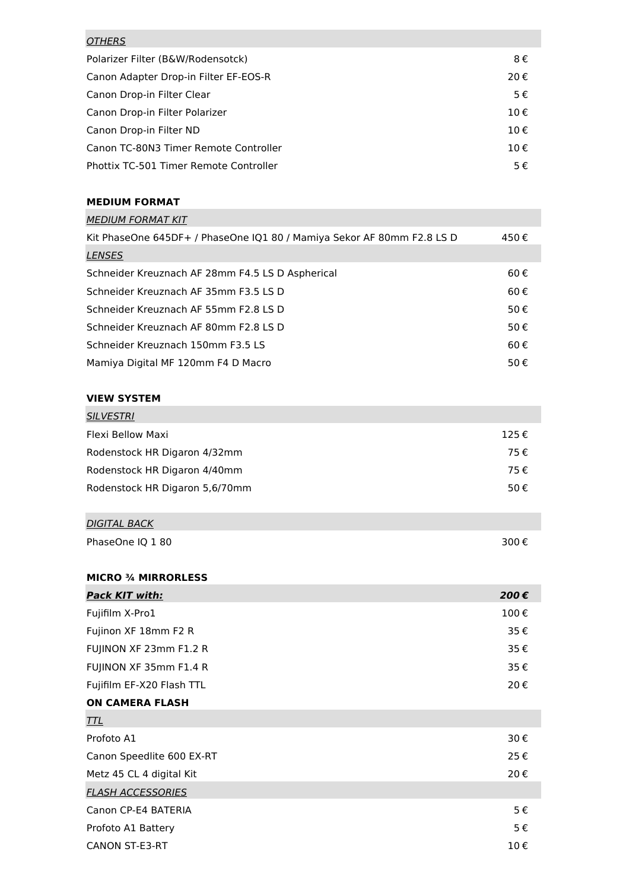| *OTHERS* | |
|---|---|
| Polarizer Filter (B&W/Rodensotck) | 8 € |
| Canon Adapter Drop-in Filter EF-EOS-R | 20 € |
| Canon Drop-in Filter Clear | 5 € |
| Canon Drop-in Filter Polarizer | 10 € |
| Canon Drop-in Filter ND | 10 € |
| Canon TC-80N3 Timer Remote Controller | 10 € |
| Phottix TC-501 Timer Remote Controller | 5 € |

**MEDIUM FORMAT**

| *MEDIUM FORMAT KIT* | |
|---|---|
| Kit PhaseOne 645DF+ / PhaseOne IQ1 80 / Mamiya Sekor AF 80mm F2.8 LS D | 450 € |
| *LENSES* | |
| Schneider Kreuznach AF 28mm F4.5 LS D Aspherical | 60 € |
| Schneider Kreuznach AF 35mm F3.5 LS D | 60 € |
| Schneider Kreuznach AF 55mm F2.8 LS D | 50 € |
| Schneider Kreuznach AF 80mm F2.8 LS D | 50 € |
| Schneider Kreuznach 150mm F3.5 LS | 60 € |
| Mamiya Digital MF 120mm F4 D Macro | 50 € |

**VIEW SYSTEM**

| *SILVESTRI* | |
|---|---|
| Flexi Bellow Maxi | 125 € |
| Rodenstock HR Digaron 4/32mm | 75 € |
| Rodenstock HR Digaron 4/40mm | 75 € |
| Rodenstock HR Digaron 5,6/70mm | 50 € |

| *DIGITAL BACK* | |
|---|---|
| PhaseOne IQ 1 80 | 300 € |

**MICRO ¾ MIRRORLESS**

| ***Pack KIT with:*** | ***200 €*** |
|---|---|
| Fujifilm X-Pro1 | 100 € |
| Fujinon XF 18mm F2 R | 35 € |
| FUJINON XF 23mm F1.2 R | 35 € |
| FUJINON XF 35mm F1.4 R | 35 € |
| Fujifilm EF-X20 Flash TTL | 20 € |

**ON CAMERA FLASH**

| *TTL* | |
|---|---|
| Profoto A1 | 30 € |
| Canon Speedlite 600 EX-RT | 25 € |
| Metz 45 CL 4 digital Kit | 20 € |
| *FLASH ACCESSORIES* | |
| Canon CP-E4 BATERIA | 5 € |
| Profoto A1 Battery | 5 € |
| CANON ST-E3-RT | 10 € |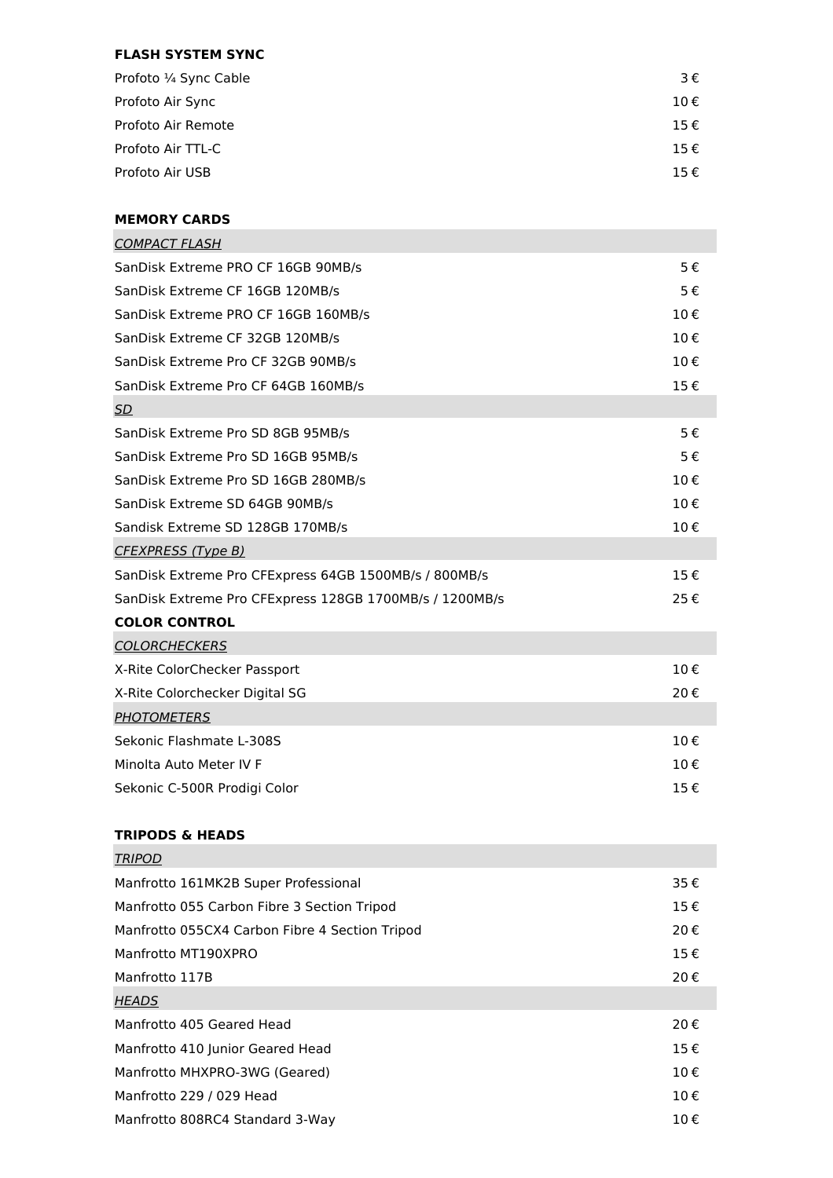**FLASH SYSTEM SYNC**

| | |
|---|---|
| Profoto ¼ Sync Cable | 3 € |
| Profoto Air Sync | 10 € |
| Profoto Air Remote | 15 € |
| Profoto Air TTL-C | 15 € |
| Profoto Air USB | 15 € |

**MEMORY CARDS**

| | |
|---|---|
| *COMPACT FLASH* | |
| SanDisk Extreme PRO CF 16GB 90MB/s | 5 € |
| SanDisk Extreme CF 16GB 120MB/s | 5 € |
| SanDisk Extreme PRO CF 16GB 160MB/s | 10 € |
| SanDisk Extreme CF 32GB 120MB/s | 10 € |
| SanDisk Extreme Pro CF 32GB 90MB/s | 10 € |
| SanDisk Extreme Pro CF 64GB 160MB/s | 15 € |
| *SD* | |
| SanDisk Extreme Pro SD 8GB 95MB/s | 5 € |
| SanDisk Extreme Pro SD 16GB 95MB/s | 5 € |
| SanDisk Extreme Pro SD 16GB 280MB/s | 10 € |
| SanDisk Extreme SD 64GB 90MB/s | 10 € |
| Sandisk Extreme SD 128GB 170MB/s | 10 € |
| *CFEXPRESS (Type B)* | |
| SanDisk Extreme Pro CFExpress 64GB 1500MB/s / 800MB/s | 15 € |
| SanDisk Extreme Pro CFExpress 128GB 1700MB/s / 1200MB/s | 25 € |

**COLOR CONTROL**

| | |
|---|---|
| *COLORCHECKERS* | |
| X-Rite ColorChecker Passport | 10 € |
| X-Rite Colorchecker Digital SG | 20 € |
| *PHOTOMETERS* | |
| Sekonic Flashmate L-308S | 10 € |
| Minolta Auto Meter IV F | 10 € |
| Sekonic C-500R Prodigi Color | 15 € |

**TRIPODS & HEADS**

| | |
|---|---|
| *TRIPOD* | |
| Manfrotto 161MK2B Super Professional | 35 € |
| Manfrotto 055 Carbon Fibre 3 Section Tripod | 15 € |
| Manfrotto 055CX4 Carbon Fibre 4 Section Tripod | 20 € |
| Manfrotto MT190XPRO | 15 € |
| Manfrotto 117B | 20 € |
| *HEADS* | |
| Manfrotto 405 Geared Head | 20 € |
| Manfrotto 410 Junior Geared Head | 15 € |
| Manfrotto MHXPRO-3WG (Geared) | 10 € |
| Manfrotto 229 / 029 Head | 10 € |
| Manfrotto 808RC4 Standard 3-Way | 10 € |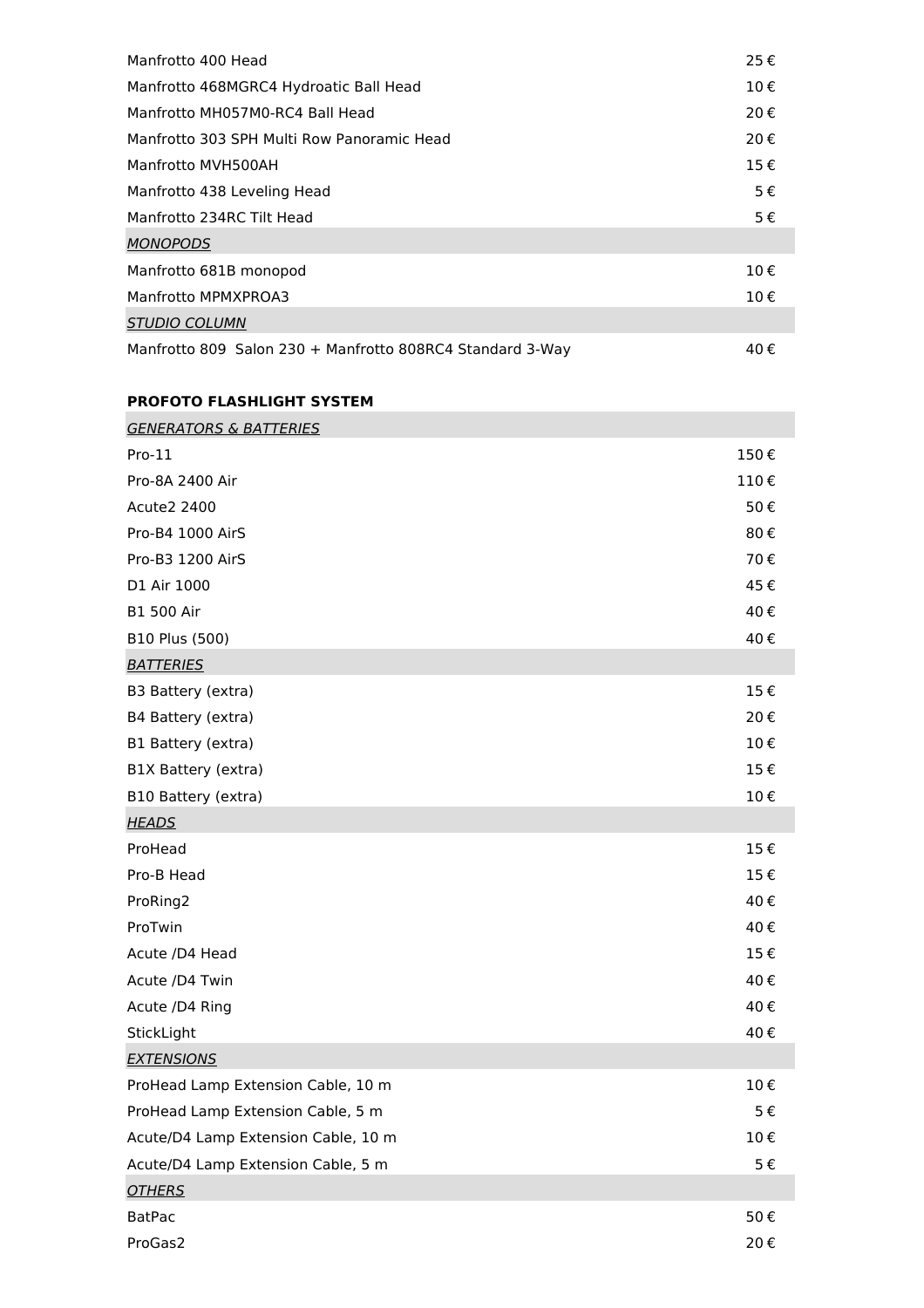| | |
|---|---|
| Manfrotto 400 Head | 25 € |
| Manfrotto 468MGRC4 Hydroatic Ball Head | 10 € |
| Manfrotto MH057M0-RC4 Ball Head | 20 € |
| Manfrotto 303 SPH Multi Row Panoramic Head | 20 € |
| Manfrotto MVH500AH | 15 € |
| Manfrotto 438 Leveling Head | 5 € |
| Manfrotto 234RC Tilt Head | 5 € |
| *MONOPODS* | |
| Manfrotto 681B monopod | 10 € |
| Manfrotto MPMXPROA3 | 10 € |
| *STUDIO COLUMN* | |
| Manfrotto 809 Salon 230 + Manfrotto 808RC4 Standard 3-Way | 40 € |

**PROFOTO FLASHLIGHT SYSTEM**

| | |
|---|---|
| *GENERATORS & BATTERIES* | |
| Pro-11 | 150 € |
| Pro-8A 2400 Air | 110 € |
| Acute2 2400 | 50 € |
| Pro-B4 1000 AirS | 80 € |
| Pro-B3 1200 AirS | 70 € |
| D1 Air 1000 | 45 € |
| B1 500 Air | 40 € |
| B10 Plus (500) | 40 € |
| *BATTERIES* | |
| B3 Battery (extra) | 15 € |
| B4 Battery (extra) | 20 € |
| B1 Battery (extra) | 10 € |
| B1X Battery (extra) | 15 € |
| B10 Battery (extra) | 10 € |
| *HEADS* | |
| ProHead | 15 € |
| Pro-B Head | 15 € |
| ProRing2 | 40 € |
| ProTwin | 40 € |
| Acute /D4 Head | 15 € |
| Acute /D4 Twin | 40 € |
| Acute /D4 Ring | 40 € |
| StickLight | 40 € |
| *EXTENSIONS* | |
| ProHead Lamp Extension Cable, 10 m | 10 € |
| ProHead Lamp Extension Cable, 5 m | 5 € |
| Acute/D4 Lamp Extension Cable, 10 m | 10 € |
| Acute/D4 Lamp Extension Cable, 5 m | 5 € |
| *OTHERS* | |
| BatPac | 50 € |
| ProGas2 | 20 € |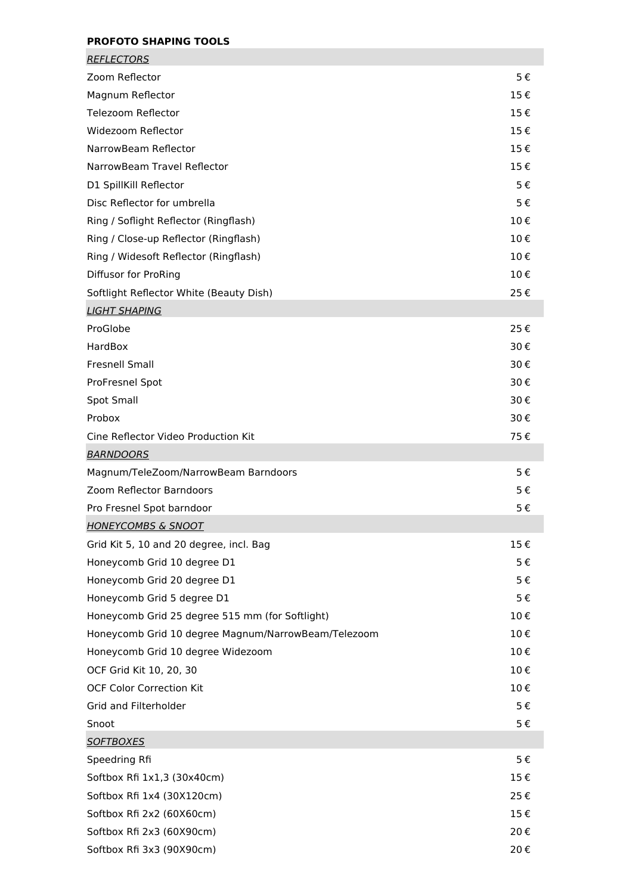**PROFOTO SHAPING TOOLS**

| *REFLECTORS* | |
|---|---|
| Zoom Reflector | 5 € |
| Magnum Reflector | 15 € |
| Telezoom Reflector | 15 € |
| Widezoom Reflector | 15 € |
| NarrowBeam Reflector | 15 € |
| NarrowBeam Travel Reflector | 15 € |
| D1 SpillKill Reflector | 5 € |
| Disc Reflector for umbrella | 5 € |
| Ring / Soflight Reflector (Ringflash) | 10 € |
| Ring / Close-up Reflector (Ringflash) | 10 € |
| Ring / Widesoft Reflector (Ringflash) | 10 € |
| Diffusor for ProRing | 10 € |
| Softlight Reflector White (Beauty Dish) | 25 € |
| *LIGHT SHAPING* | |
| ProGlobe | 25 € |
| HardBox | 30 € |
| Fresnell Small | 30 € |
| ProFresnel Spot | 30 € |
| Spot Small | 30 € |
| Probox | 30 € |
| Cine Reflector Video Production Kit | 75 € |
| *BARNDOORS* | |
| Magnum/TeleZoom/NarrowBeam Barndoors | 5 € |
| Zoom Reflector Barndoors | 5 € |
| Pro Fresnel Spot barndoor | 5 € |
| *HONEYCOMBS & SNOOT* | |
| Grid Kit 5, 10 and 20 degree, incl. Bag | 15 € |
| Honeycomb Grid 10 degree D1 | 5 € |
| Honeycomb Grid 20 degree D1 | 5 € |
| Honeycomb Grid 5 degree D1 | 5 € |
| Honeycomb Grid 25 degree 515 mm (for Softlight) | 10 € |
| Honeycomb Grid 10 degree Magnum/NarrowBeam/Telezoom | 10 € |
| Honeycomb Grid 10 degree Widezoom | 10 € |
| OCF Grid Kit 10, 20, 30 | 10 € |
| OCF Color Correction Kit | 10 € |
| Grid and Filterholder | 5 € |
| Snoot | 5 € |
| *SOFTBOXES* | |
| Speedring Rfi | 5 € |
| Softbox Rfi 1x1,3 (30x40cm) | 15 € |
| Softbox Rfi 1x4 (30X120cm) | 25 € |
| Softbox Rfi 2x2 (60X60cm) | 15 € |
| Softbox Rfi 2x3 (60X90cm) | 20 € |
| Softbox Rfi 3x3 (90X90cm) | 20 € |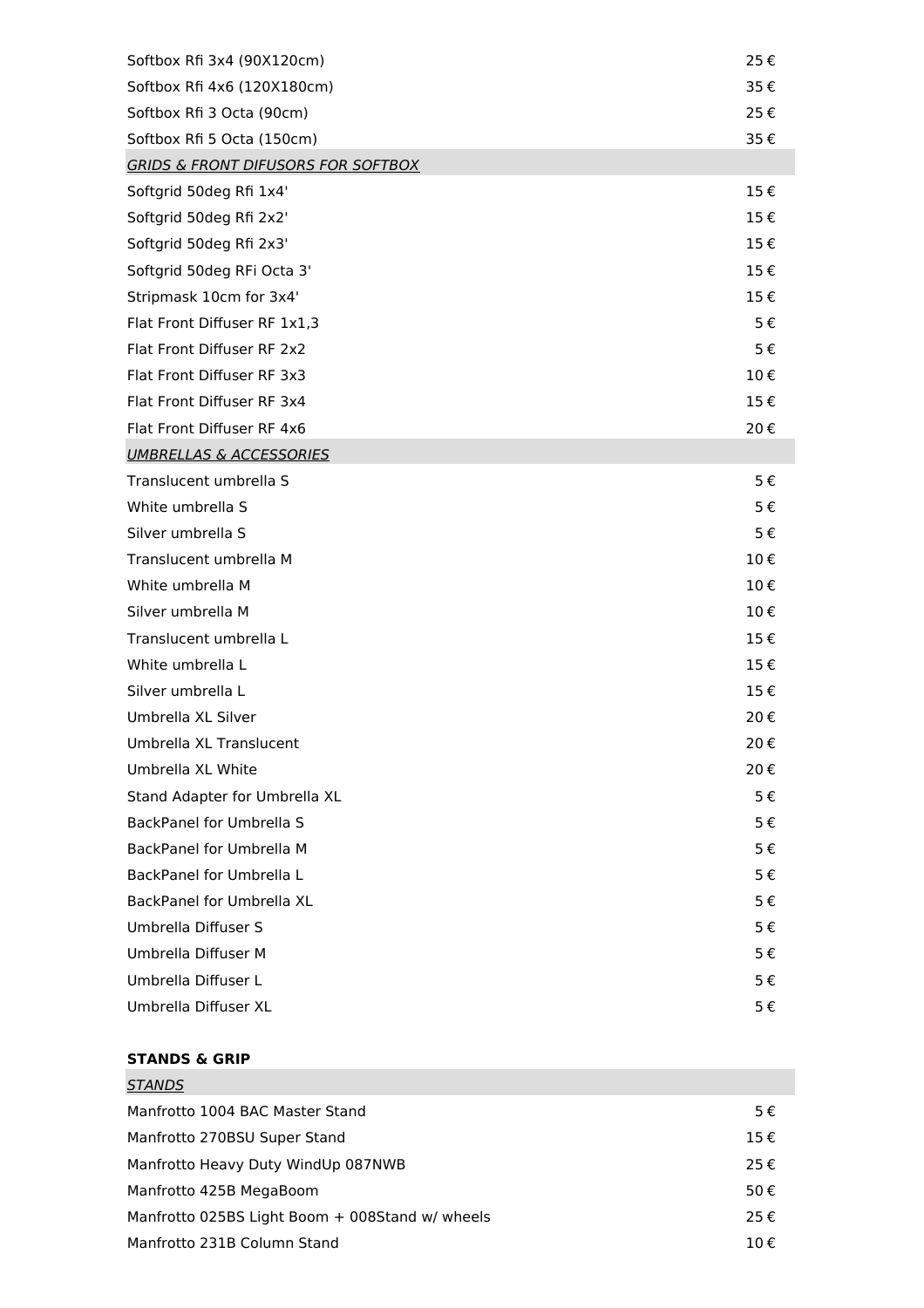| | |
|---|---|
| Softbox Rfi 3x4 (90X120cm) | 25 € |
| Softbox Rfi 4x6 (120X180cm) | 35 € |
| Softbox Rfi 3 Octa (90cm) | 25 € |
| Softbox Rfi 5 Octa (150cm) | 35 € |
| *GRIDS & FRONT DIFUSORS FOR SOFTBOX* | |
| Softgrid 50deg Rfi 1x4' | 15 € |
| Softgrid 50deg Rfi 2x2' | 15 € |
| Softgrid 50deg Rfi 2x3' | 15 € |
| Softgrid 50deg RFi Octa 3' | 15 € |
| Stripmask 10cm for 3x4' | 15 € |
| Flat Front Diffuser RF 1x1,3 | 5 € |
| Flat Front Diffuser RF 2x2 | 5 € |
| Flat Front Diffuser RF 3x3 | 10 € |
| Flat Front Diffuser RF 3x4 | 15 € |
| Flat Front Diffuser RF 4x6 | 20 € |
| *UMBRELLAS & ACCESSORIES* | |
| Translucent umbrella S | 5 € |
| White umbrella S | 5 € |
| Silver umbrella S | 5 € |
| Translucent umbrella M | 10 € |
| White umbrella M | 10 € |
| Silver umbrella M | 10 € |
| Translucent umbrella L | 15 € |
| White umbrella L | 15 € |
| Silver umbrella L | 15 € |
| Umbrella XL Silver | 20 € |
| Umbrella XL Translucent | 20 € |
| Umbrella XL White | 20 € |
| Stand Adapter for Umbrella XL | 5 € |
| BackPanel for Umbrella S | 5 € |
| BackPanel for Umbrella M | 5 € |
| BackPanel for Umbrella L | 5 € |
| BackPanel for Umbrella XL | 5 € |
| Umbrella Diffuser S | 5 € |
| Umbrella Diffuser M | 5 € |
| Umbrella Diffuser L | 5 € |
| Umbrella Diffuser XL | 5 € |

**STANDS & GRIP**

| | |
|---|---|
| *STANDS* | |
| Manfrotto 1004 BAC Master Stand | 5 € |
| Manfrotto 270BSU Super Stand | 15 € |
| Manfrotto Heavy Duty WindUp 087NWB | 25 € |
| Manfrotto 425B MegaBoom | 50 € |
| Manfrotto 025BS Light Boom + 008Stand w/ wheels | 25 € |
| Manfrotto 231B Column Stand | 10 € |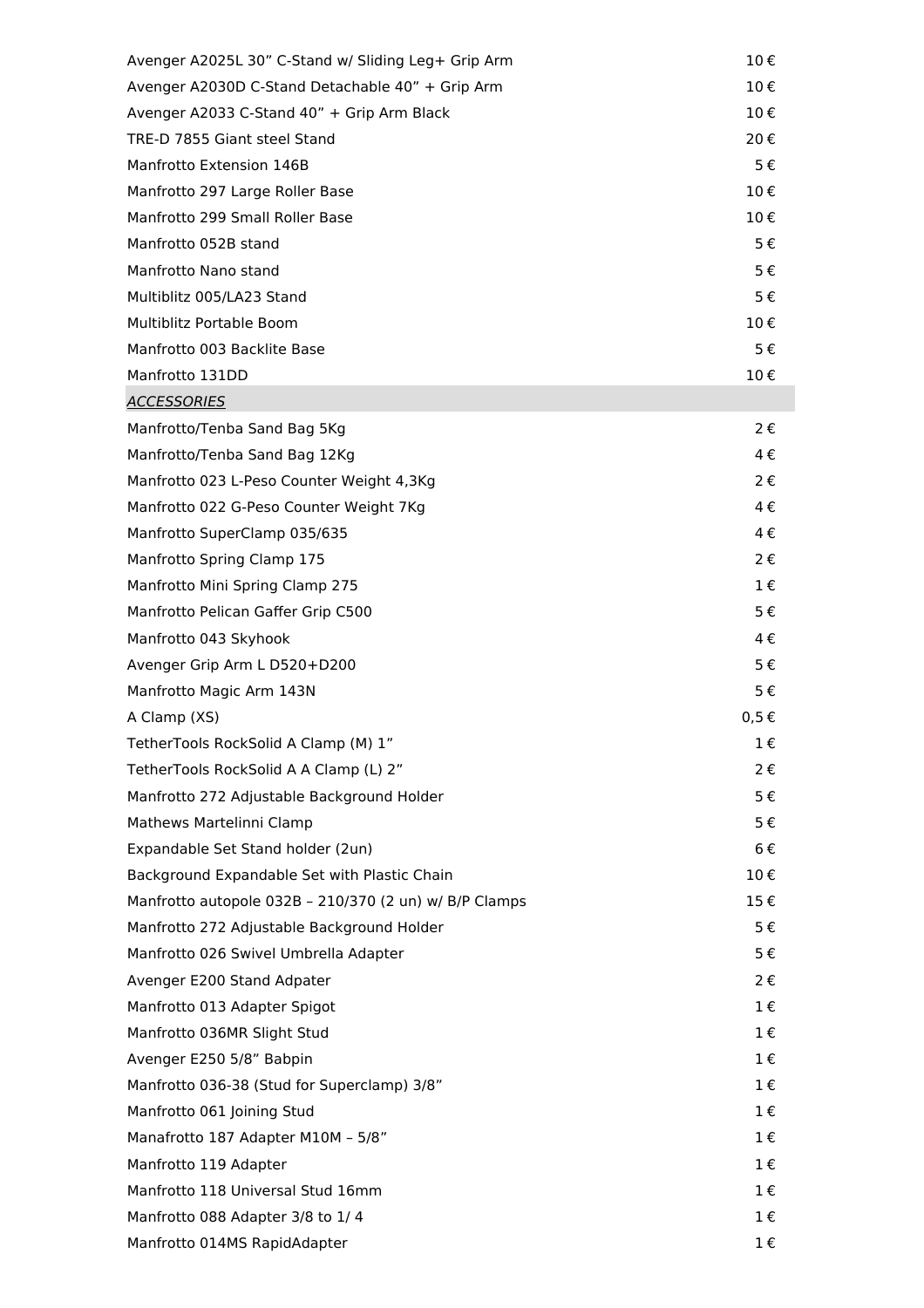| | |
|---|---|
| Avenger A2025L 30” C-Stand w/ Sliding Leg+ Grip Arm | 10 € |
| Avenger A2030D C-Stand Detachable 40” + Grip Arm | 10 € |
| Avenger A2033 C-Stand 40” + Grip Arm Black | 10 € |
| TRE-D 7855 Giant steel Stand | 20 € |
| Manfrotto Extension 146B | 5 € |
| Manfrotto 297 Large Roller Base | 10 € |
| Manfrotto 299 Small Roller Base | 10 € |
| Manfrotto 052B stand | 5 € |
| Manfrotto Nano stand | 5 € |
| Multiblitz 005/LA23 Stand | 5 € |
| Multiblitz Portable Boom | 10 € |
| Manfrotto 003 Backlite Base | 5 € |
| Manfrotto 131DD | 10 € |
| *ACCESSORIES* | |
| Manfrotto/Tenba Sand Bag 5Kg | 2 € |
| Manfrotto/Tenba Sand Bag 12Kg | 4 € |
| Manfrotto 023 L-Peso Counter Weight 4,3Kg | 2 € |
| Manfrotto 022 G-Peso Counter Weight 7Kg | 4 € |
| Manfrotto SuperClamp 035/635 | 4 € |
| Manfrotto Spring Clamp 175 | 2 € |
| Manfrotto Mini Spring Clamp 275 | 1 € |
| Manfrotto Pelican Gaffer Grip C500 | 5 € |
| Manfrotto 043 Skyhook | 4 € |
| Avenger Grip Arm L D520+D200 | 5 € |
| Manfrotto Magic Arm 143N | 5 € |
| A Clamp (XS) | 0,5 € |
| TetherTools RockSolid A Clamp (M) 1” | 1 € |
| TetherTools RockSolid A A Clamp (L) 2” | 2 € |
| Manfrotto 272 Adjustable Background Holder | 5 € |
| Mathews Martelinni Clamp | 5 € |
| Expandable Set Stand holder (2un) | 6 € |
| Background Expandable Set with Plastic Chain | 10 € |
| Manfrotto autopole 032B – 210/370 (2 un) w/ B/P Clamps | 15 € |
| Manfrotto 272 Adjustable Background Holder | 5 € |
| Manfrotto 026 Swivel Umbrella Adapter | 5 € |
| Avenger E200 Stand Adpater | 2 € |
| Manfrotto 013 Adapter Spigot | 1 € |
| Manfrotto 036MR Slight Stud | 1 € |
| Avenger E250 5/8” Babpin | 1 € |
| Manfrotto 036-38 (Stud for Superclamp) 3/8” | 1 € |
| Manfrotto 061 Joining Stud | 1 € |
| Manafrotto 187 Adapter M10M – 5/8” | 1 € |
| Manfrotto 119 Adapter | 1 € |
| Manfrotto 118 Universal Stud 16mm | 1 € |
| Manfrotto 088 Adapter 3/8 to 1/ 4 | 1 € |
| Manfrotto 014MS RapidAdapter | 1 € |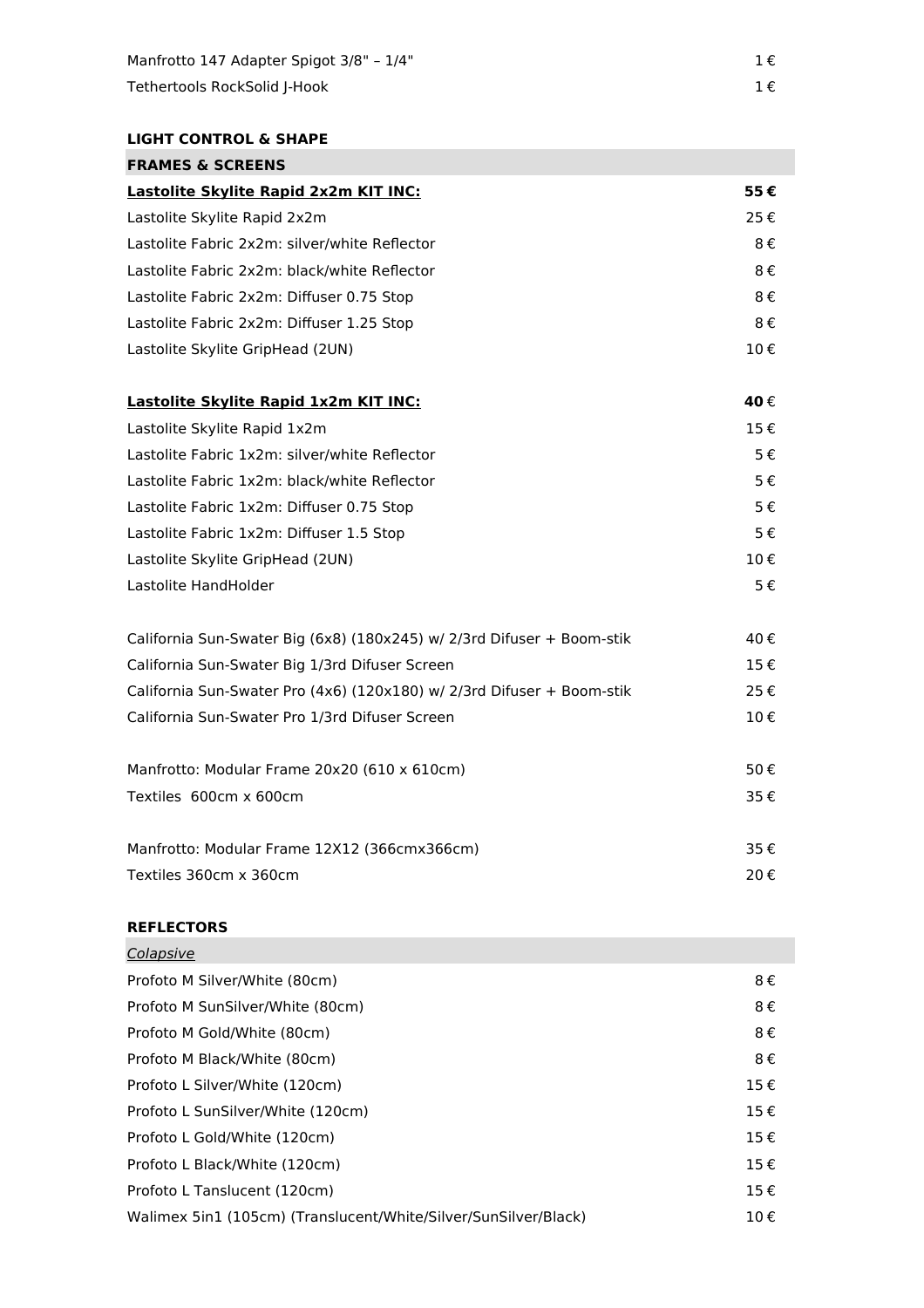| | |
|---|---|
| Manfrotto 147 Adapter Spigot 3/8" – 1/4" | 1 € |
| Tethertools RockSolid J-Hook | 1 € |

**LIGHT CONTROL & SHAPE**

| **FRAMES & SCREENS** | |
|---|---|
| **Lastolite Skylite Rapid 2x2m KIT INC:** | **55 €** |
| Lastolite Skylite Rapid 2x2m | 25 € |
| Lastolite Fabric 2x2m: silver/white Reflector | 8 € |
| Lastolite Fabric 2x2m: black/white Reflector | 8 € |
| Lastolite Fabric 2x2m: Diffuser 0.75 Stop | 8 € |
| Lastolite Fabric 2x2m: Diffuser 1.25 Stop | 8 € |
| Lastolite Skylite GripHead (2UN) | 10 € |
| | |
| **Lastolite Skylite Rapid 1x2m KIT INC:** | **40** € |
| Lastolite Skylite Rapid 1x2m | 15 € |
| Lastolite Fabric 1x2m: silver/white Reflector | 5 € |
| Lastolite Fabric 1x2m: black/white Reflector | 5 € |
| Lastolite Fabric 1x2m: Diffuser 0.75 Stop | 5 € |
| Lastolite Fabric 1x2m: Diffuser 1.5 Stop | 5 € |
| Lastolite Skylite GripHead (2UN) | 10 € |
| Lastolite HandHolder | 5 € |
| | |
| California Sun-Swater Big (6x8) (180x245) w/ 2/3rd Difuser + Boom-stik | 40 € |
| California Sun-Swater Big 1/3rd Difuser Screen | 15 € |
| California Sun-Swater Pro (4x6) (120x180) w/ 2/3rd Difuser + Boom-stik | 25 € |
| California Sun-Swater Pro 1/3rd Difuser Screen | 10 € |
| | |
| Manfrotto: Modular Frame 20x20 (610 x 610cm) | 50 € |
| Textiles 600cm x 600cm | 35 € |
| | |
| Manfrotto: Modular Frame 12X12 (366cmx366cm) | 35 € |
| Textiles 360cm x 360cm | 20 € |

**REFLECTORS**

| *Colapsive* | |
|---|---|
| Profoto M Silver/White (80cm) | 8 € |
| Profoto M SunSilver/White (80cm) | 8 € |
| Profoto M Gold/White (80cm) | 8 € |
| Profoto M Black/White (80cm) | 8 € |
| Profoto L Silver/White (120cm) | 15 € |
| Profoto L SunSilver/White (120cm) | 15 € |
| Profoto L Gold/White (120cm) | 15 € |
| Profoto L Black/White (120cm) | 15 € |
| Profoto L Tanslucent (120cm) | 15 € |
| Walimex 5in1 (105cm) (Translucent/White/Silver/SunSilver/Black) | 10 € |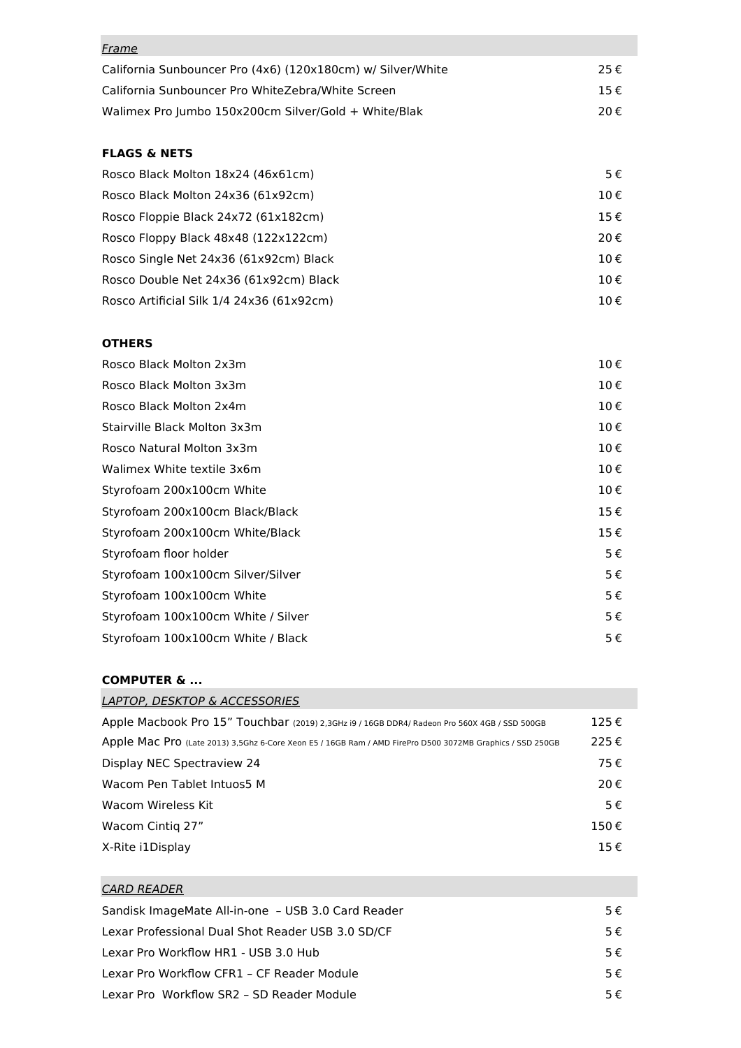| *Frame* | |
|---|---|
| California Sunbouncer Pro (4x6) (120x180cm) w/ Silver/White | 25 € |
| California Sunbouncer Pro WhiteZebra/White Screen | 15 € |
| Walimex Pro Jumbo 150x200cm Silver/Gold + White/Blak | 20 € |

**FLAGS & NETS**

| | |
|---|---|
| Rosco Black Molton 18x24 (46x61cm) | 5 € |
| Rosco Black Molton 24x36 (61x92cm) | 10 € |
| Rosco Floppie Black 24x72 (61x182cm) | 15 € |
| Rosco Floppy Black 48x48 (122x122cm) | 20 € |
| Rosco Single Net 24x36 (61x92cm) Black | 10 € |
| Rosco Double Net 24x36 (61x92cm) Black | 10 € |
| Rosco Artificial Silk 1/4 24x36 (61x92cm) | 10 € |

**OTHERS**

| | |
|---|---|
| Rosco Black Molton 2x3m | 10 € |
| Rosco Black Molton 3x3m | 10 € |
| Rosco Black Molton 2x4m | 10 € |
| Stairville Black Molton 3x3m | 10 € |
| Rosco Natural Molton 3x3m | 10 € |
| Walimex White textile 3x6m | 10 € |
| Styrofoam 200x100cm White | 10 € |
| Styrofoam 200x100cm Black/Black | 15 € |
| Styrofoam 200x100cm White/Black | 15 € |
| Styrofoam floor holder | 5 € |
| Styrofoam 100x100cm Silver/Silver | 5 € |
| Styrofoam 100x100cm White | 5 € |
| Styrofoam 100x100cm White / Silver | 5 € |
| Styrofoam 100x100cm White / Black | 5 € |

**COMPUTER & ...**

| *LAPTOP, DESKTOP & ACCESSORIES* | |
|---|---|
| Apple Macbook Pro 15" Touchbar (2019) 2,3GHz i9 / 16GB DDR4/ Radeon Pro 560X 4GB / SSD 500GB | 125 € |
| Apple Mac Pro (Late 2013) 3,5Ghz 6-Core Xeon E5 / 16GB Ram / AMD FirePro D500 3072MB Graphics / SSD 250GB | 225 € |
| Display NEC Spectraview 24 | 75 € |
| Wacom Pen Tablet Intuos5 M | 20 € |
| Wacom Wireless Kit | 5 € |
| Wacom Cintiq 27" | 150 € |
| X-Rite i1Display | 15 € |

| *CARD READER* | |
|---|---|
| Sandisk ImageMate All-in-one – USB 3.0 Card Reader | 5 € |
| Lexar Professional Dual Shot Reader USB 3.0 SD/CF | 5 € |
| Lexar Pro Workflow HR1 - USB 3.0 Hub | 5 € |
| Lexar Pro Workflow CFR1 – CF Reader Module | 5 € |
| Lexar Pro Workflow SR2 – SD Reader Module | 5 € |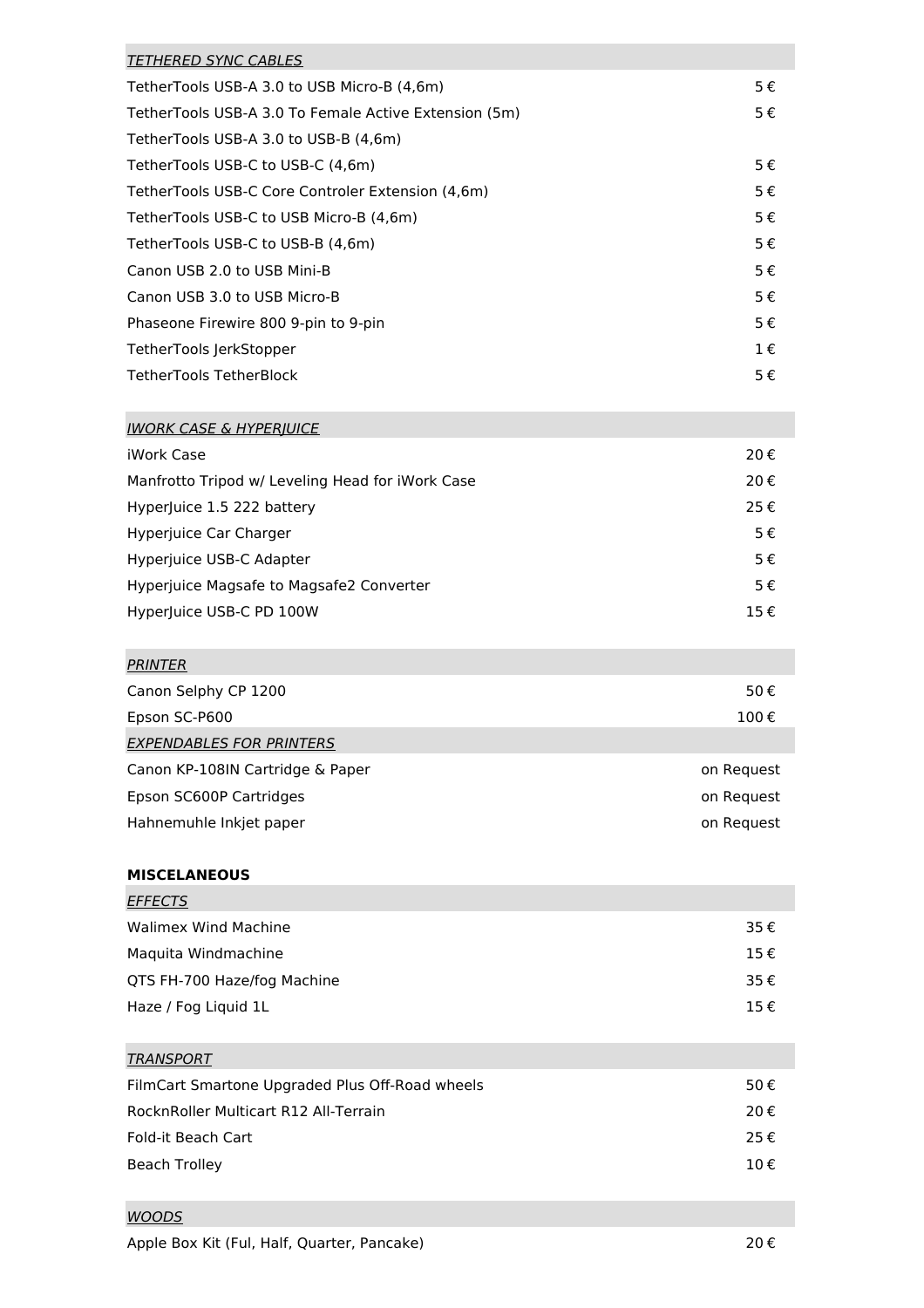| *TETHERED SYNC CABLES* | |
|---|---|
| TetherTools USB-A 3.0 to USB Micro-B (4,6m) | 5 € |
| TetherTools USB-A 3.0 To Female Active Extension (5m) | 5 € |
| TetherTools USB-A 3.0 to USB-B (4,6m) | |
| TetherTools USB-C to USB-C (4,6m) | 5 € |
| TetherTools USB-C Core Controler Extension (4,6m) | 5 € |
| TetherTools USB-C to USB Micro-B (4,6m) | 5 € |
| TetherTools USB-C to USB-B (4,6m) | 5 € |
| Canon USB 2.0 to USB Mini-B | 5 € |
| Canon USB 3.0 to USB Micro-B | 5 € |
| Phaseone Firewire 800 9-pin to 9-pin | 5 € |
| TetherTools JerkStopper | 1 € |
| TetherTools TetherBlock | 5 € |

| *IWORK CASE & HYPERJUICE* | |
|---|---|
| iWork Case | 20 € |
| Manfrotto Tripod w/ Leveling Head for iWork Case | 20 € |
| HyperJuice 1.5 222 battery | 25 € |
| Hyperjuice Car Charger | 5 € |
| Hyperjuice USB-C Adapter | 5 € |
| Hyperjuice Magsafe to Magsafe2 Converter | 5 € |
| HyperJuice USB-C PD 100W | 15 € |

| *PRINTER* | |
|---|---|
| Canon Selphy CP 1200 | 50 € |
| Epson SC-P600 | 100 € |
| *EXPENDABLES FOR PRINTERS* | |
| Canon KP-108IN Cartridge & Paper | on Request |
| Epson SC600P Cartridges | on Request |
| Hahnemuhle Inkjet paper | on Request |

**MISCELANEOUS**

| *EFFECTS* | |
|---|---|
| Walimex Wind Machine | 35 € |
| Maquita Windmachine | 15 € |
| QTS FH-700 Haze/fog Machine | 35 € |
| Haze / Fog Liquid 1L | 15 € |

| *TRANSPORT* | |
|---|---|
| FilmCart Smartone Upgraded Plus Off-Road wheels | 50 € |
| RocknRoller Multicart R12 All-Terrain | 20 € |
| Fold-it Beach Cart | 25 € |
| Beach Trolley | 10 € |

| *WOODS* | |
|---|---|
| Apple Box Kit (Ful, Half, Quarter, Pancake) | 20 € |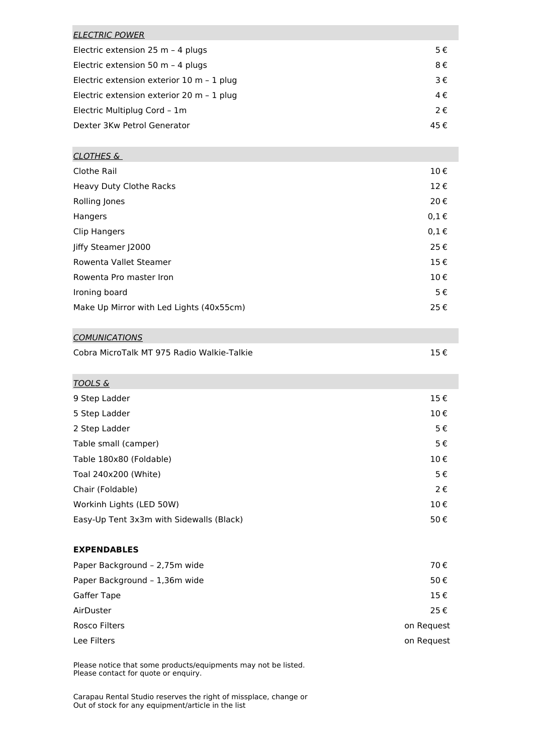| *ELECTRIC POWER* | |
|---|---|
| Electric extension 25 m – 4 plugs | 5 € |
| Electric extension 50 m – 4 plugs | 8 € |
| Electric extension exterior 10 m – 1 plug | 3 € |
| Electric extension exterior 20 m – 1 plug | 4 € |
| Electric Multiplug Cord – 1m | 2 € |
| Dexter 3Kw Petrol Generator | 45 € |

| *CLOTHES &* | |
|---|---|
| Clothe Rail | 10 € |
| Heavy Duty Clothe Racks | 12 € |
| Rolling Jones | 20 € |
| Hangers | 0,1 € |
| Clip Hangers | 0,1 € |
| Jiffy Steamer J2000 | 25 € |
| Rowenta Vallet Steamer | 15 € |
| Rowenta Pro master Iron | 10 € |
| Ironing board | 5 € |
| Make Up Mirror with Led Lights (40x55cm) | 25 € |

| *COMUNICATIONS* | |
|---|---|
| Cobra MicroTalk MT 975 Radio Walkie-Talkie | 15 € |

| *TOOLS &* | |
|---|---|
| 9 Step Ladder | 15 € |
| 5 Step Ladder | 10 € |
| 2 Step Ladder | 5 € |
| Table small (camper) | 5 € |
| Table 180x80 (Foldable) | 10 € |
| Toal 240x200 (White) | 5 € |
| Chair (Foldable) | 2 € |
| Workinh Lights (LED 50W) | 10 € |
| Easy-Up Tent 3x3m with Sidewalls (Black) | 50 € |

**EXPENDABLES**

| | |
|---|---|
| Paper Background – 2,75m wide | 70 € |
| Paper Background – 1,36m wide | 50 € |
| Gaffer Tape | 15 € |
| AirDuster | 25 € |
| Rosco Filters | on Request |
| Lee Filters | on Request |

Please notice that some products/equipments may not be listed.
Please contact for quote or enquiry.

Carapau Rental Studio reserves the right of missplace, change or
Out of stock for any equipment/article in the list